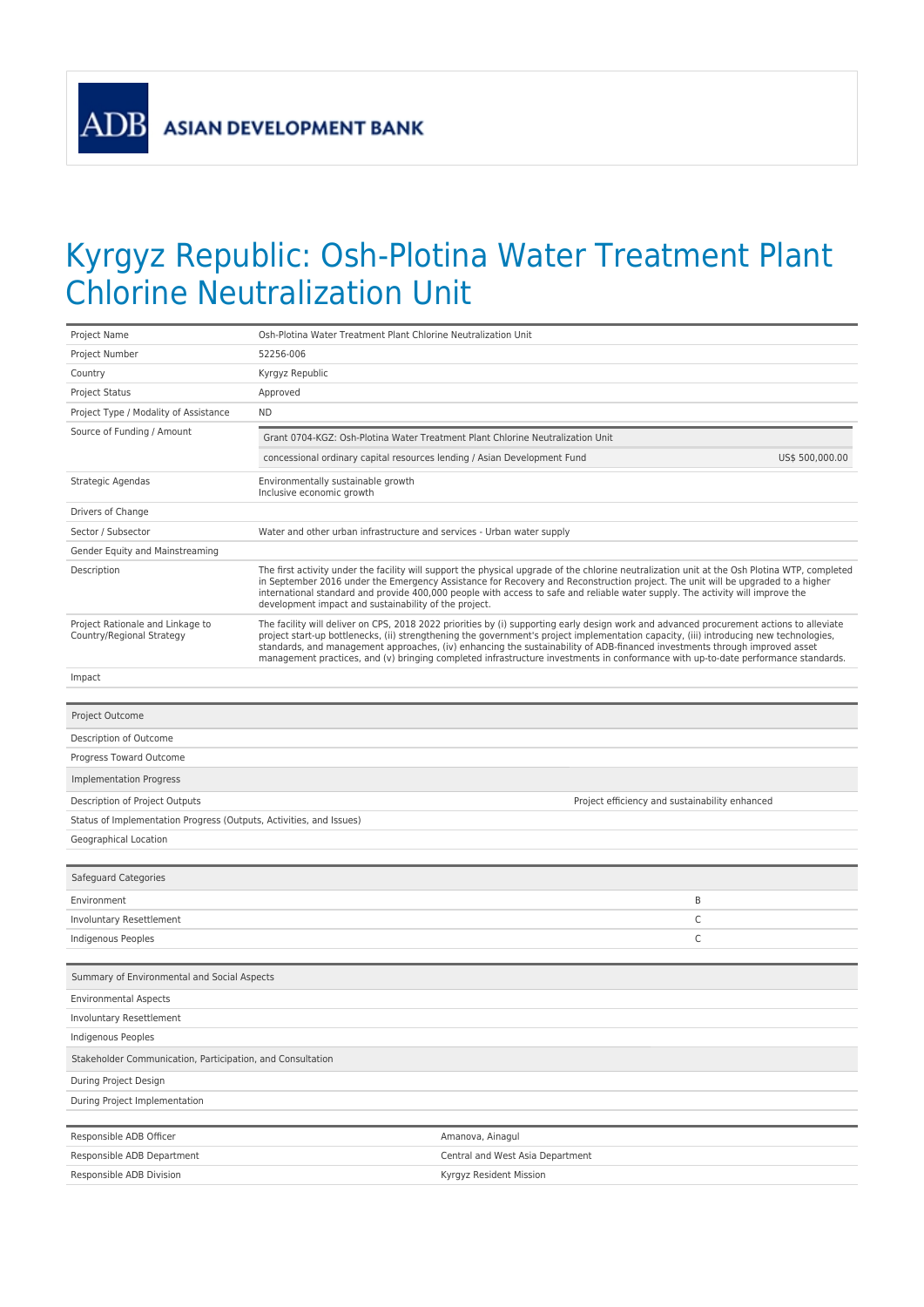ASIAN DEVELOPMENT BANK

# Kyrgyz Republic: Osh-Plotina Water Treatment Plant Chlorine Neutralization Unit

| | |
|---|---|
| Project Name | Osh-Plotina Water Treatment Plant Chlorine Neutralization Unit |
| Project Number | 52256-006 |
| Country | Kyrgyz Republic |
| Project Status | Approved |
| Project Type / Modality of Assistance | ND |
| Source of Funding / Amount | Grant 0704-KGZ: Osh-Plotina Water Treatment Plant Chlorine Neutralization Unit<br>concessional ordinary capital resources lending / Asian Development Fund — US$ 500,000.00 |
| Strategic Agendas | Environmentally sustainable growth<br>Inclusive economic growth |
| Drivers of Change | |
| Sector / Subsector | Water and other urban infrastructure and services - Urban water supply |
| Gender Equity and Mainstreaming | |
| Description | The first activity under the facility will support the physical upgrade of the chlorine neutralization unit at the Osh Plotina WTP, completed in September 2016 under the Emergency Assistance for Recovery and Reconstruction project. The unit will be upgraded to a higher international standard and provide 400,000 people with access to safe and reliable water supply. The activity will improve the development impact and sustainability of the project. |
| Project Rationale and Linkage to Country/Regional Strategy | The facility will deliver on CPS, 2018 2022 priorities by (i) supporting early design work and advanced procurement actions to alleviate project start-up bottlenecks, (ii) strengthening the government's project implementation capacity, (iii) introducing new technologies, standards, and management approaches, (iv) enhancing the sustainability of ADB-financed investments through improved asset management practices, and (v) bringing completed infrastructure investments in conformance with up-to-date performance standards. |
| Impact | |

| Project Outcome | |
|---|---|
| Description of Outcome | |
| Progress Toward Outcome | |
| **Implementation Progress** | |
| Description of Project Outputs | Project efficiency and sustainability enhanced |
| Status of Implementation Progress (Outputs, Activities, and Issues) | |
| Geographical Location | |

| Safeguard Categories | |
|---|---|
| Environment | B |
| Involuntary Resettlement | C |
| Indigenous Peoples | C |

| Summary of Environmental and Social Aspects | |
|---|---|
| Environmental Aspects | |
| Involuntary Resettlement | |
| Indigenous Peoples | |
| **Stakeholder Communication, Participation, and Consultation** | |
| During Project Design | |
| During Project Implementation | |

| | |
|---|---|
| Responsible ADB Officer | Amanova, Ainagul |
| Responsible ADB Department | Central and West Asia Department |
| Responsible ADB Division | Kyrgyz Resident Mission |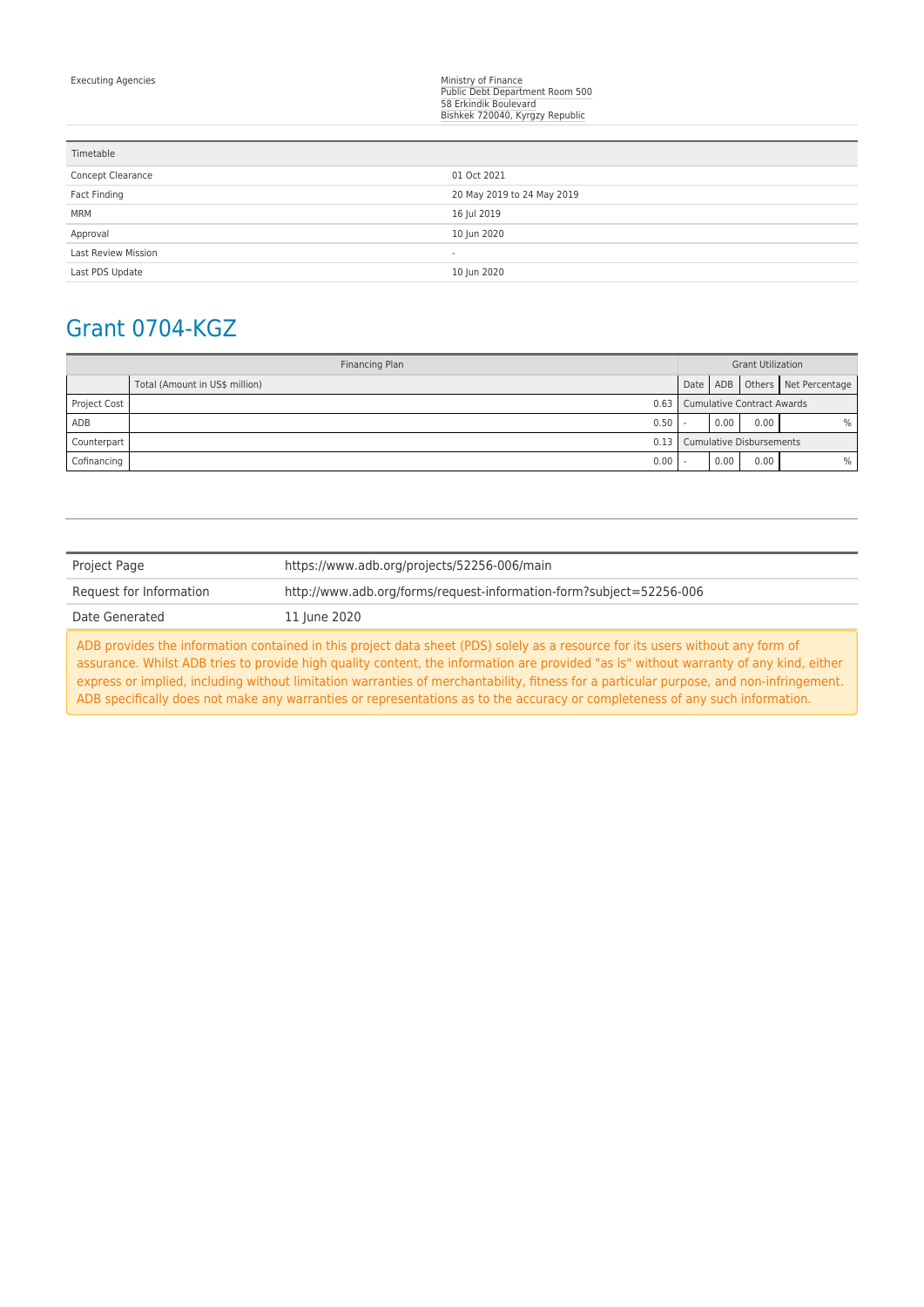| | |
|---|---|
| Executing Agencies | Ministry of Finance<br>Public Debt Department Room 500<br>58 Erkindik Boulevard<br>Bishkek 720040, Kyrgzy Republic |

| Timetable | |
|---|---|
| Concept Clearance | 01 Oct 2021 |
| Fact Finding | 20 May 2019 to 24 May 2019 |
| MRM | 16 Jul 2019 |
| Approval | 10 Jun 2020 |
| Last Review Mission | - |
| Last PDS Update | 10 Jun 2020 |

## Grant 0704-KGZ

| Financing Plan | | Grant Utilization | | | |
|---|---|---|---|---|---|
| | Total (Amount in US$ million) | Date | ADB | Others | Net Percentage |
| Project Cost | 0.63 | Cumulative Contract Awards | | | |
| ADB | 0.50 | - | 0.00 | 0.00 | % |
| Counterpart | 0.13 | Cumulative Disbursements | | | |
| Cofinancing | 0.00 | - | 0.00 | 0.00 | % |

| | |
|---|---|
| Project Page | https://www.adb.org/projects/52256-006/main |
| Request for Information | http://www.adb.org/forms/request-information-form?subject=52256-006 |
| Date Generated | 11 June 2020 |

ADB provides the information contained in this project data sheet (PDS) solely as a resource for its users without any form of assurance. Whilst ADB tries to provide high quality content, the information are provided "as is" without warranty of any kind, either express or implied, including without limitation warranties of merchantability, fitness for a particular purpose, and non-infringement. ADB specifically does not make any warranties or representations as to the accuracy or completeness of any such information.